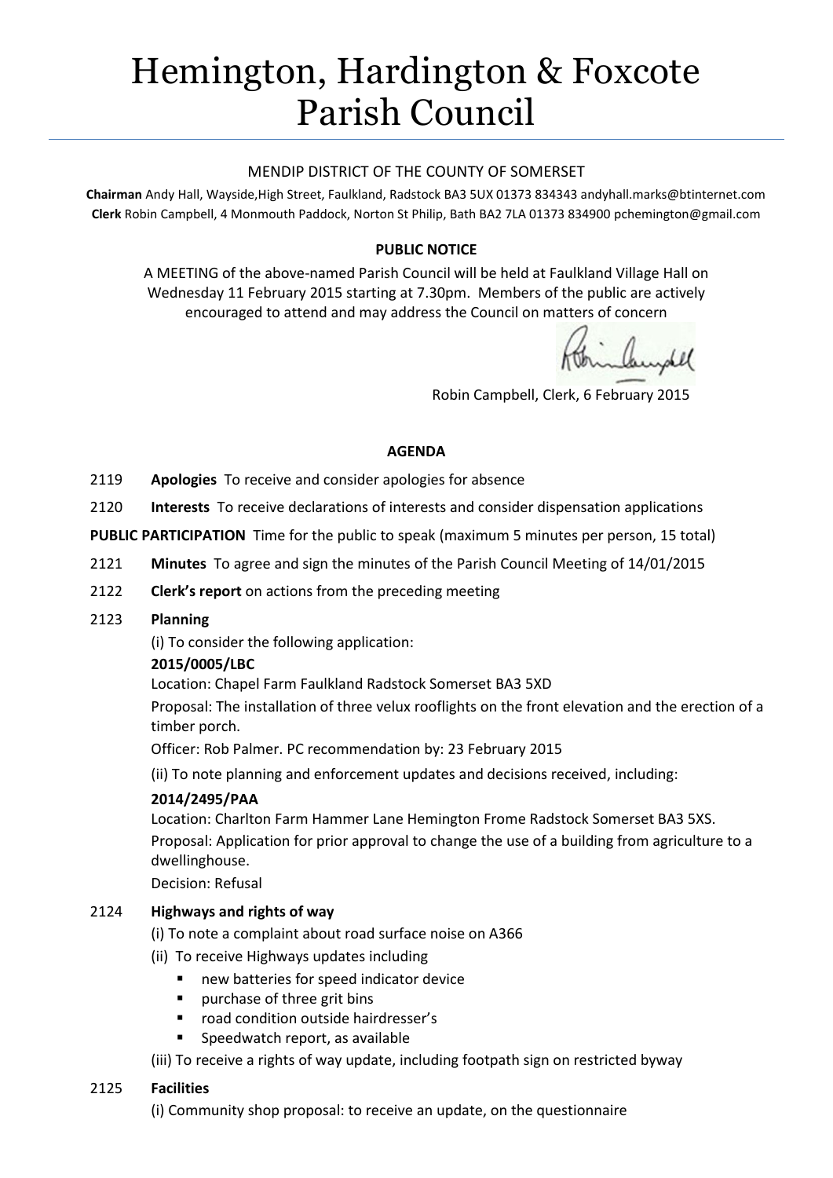# Hemington, Hardington & Foxcote Parish Council

MENDIP DISTRICT OF THE COUNTY OF SOMERSET

**Chairman** Andy Hall, Wayside,High Street, Faulkland, Radstock BA3 5UX 01373 834343 andyhall.marks@btinternet.com
**Clerk** Robin Campbell, 4 Monmouth Paddock, Norton St Philip, Bath BA2 7LA 01373 834900 pchemington@gmail.com

**PUBLIC NOTICE**

A MEETING of the above-named Parish Council will be held at Faulkland Village Hall on Wednesday 11 February 2015 starting at 7.30pm. Members of the public are actively encouraged to attend and may address the Council on matters of concern

Robin Campbell, Clerk, 6 February 2015

**AGENDA**

2119 **Apologies** To receive and consider apologies for absence

2120 **Interests** To receive declarations of interests and consider dispensation applications

**PUBLIC PARTICIPATION** Time for the public to speak (maximum 5 minutes per person, 15 total)

2121 **Minutes** To agree and sign the minutes of the Parish Council Meeting of 14/01/2015

2122 **Clerk's report** on actions from the preceding meeting

2123 **Planning**

(i) To consider the following application:

**2015/0005/LBC**

Location: Chapel Farm Faulkland Radstock Somerset BA3 5XD

Proposal: The installation of three velux rooflights on the front elevation and the erection of a timber porch.

Officer: Rob Palmer. PC recommendation by: 23 February 2015

(ii) To note planning and enforcement updates and decisions received, including:

**2014/2495/PAA**

Location: Charlton Farm Hammer Lane Hemington Frome Radstock Somerset BA3 5XS.

Proposal: Application for prior approval to change the use of a building from agriculture to a dwellinghouse.

Decision: Refusal

2124 **Highways and rights of way**

(i) To note a complaint about road surface noise on A366

(ii) To receive Highways updates including

- new batteries for speed indicator device
- purchase of three grit bins
- road condition outside hairdresser's
- Speedwatch report, as available

(iii) To receive a rights of way update, including footpath sign on restricted byway

2125 **Facilities**

(i) Community shop proposal: to receive an update, on the questionnaire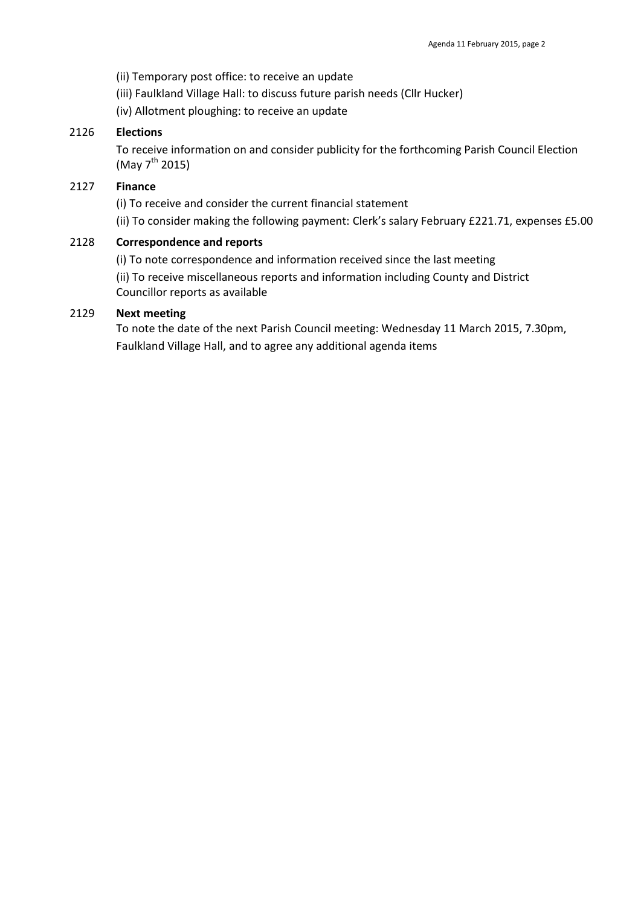(ii) Temporary post office: to receive an update

(iii) Faulkland Village Hall: to discuss future parish needs (Cllr Hucker)

(iv) Allotment ploughing: to receive an update

2126 **Elections**

To receive information on and consider publicity for the forthcoming Parish Council Election (May 7th 2015)

2127 **Finance**

(i) To receive and consider the current financial statement

(ii) To consider making the following payment: Clerk's salary February £221.71, expenses £5.00

2128 **Correspondence and reports**

(i) To note correspondence and information received since the last meeting

(ii) To receive miscellaneous reports and information including County and District Councillor reports as available

2129 **Next meeting**

To note the date of the next Parish Council meeting: Wednesday 11 March 2015, 7.30pm, Faulkland Village Hall, and to agree any additional agenda items